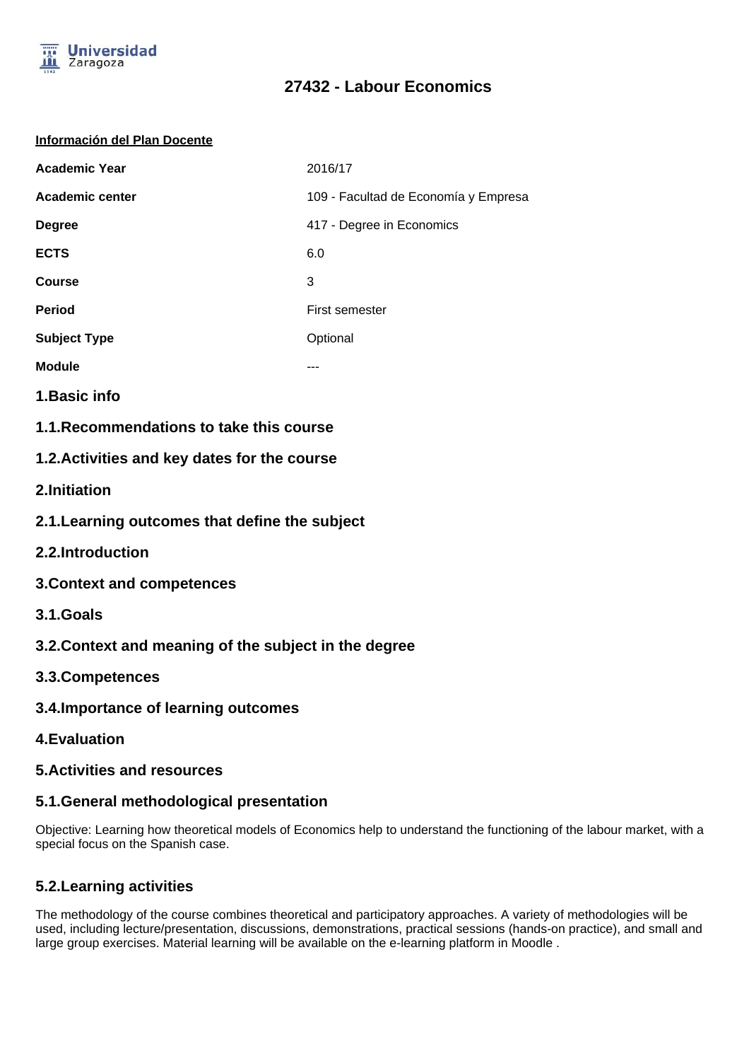# 27432 - Labour Economics

**Información del Plan Docente**

| | |
|---|---|
| **Academic Year** | 2016/17 |
| **Academic center** | 109 - Facultad de Economía y Empresa |
| **Degree** | 417 - Degree in Economics |
| **ECTS** | 6.0 |
| **Course** | 3 |
| **Period** | First semester |
| **Subject Type** | Optional |
| **Module** | --- |

## 1.Basic info

## 1.1.Recommendations to take this course

## 1.2.Activities and key dates for the course

## 2.Initiation

## 2.1.Learning outcomes that define the subject

## 2.2.Introduction

## 3.Context and competences

## 3.1.Goals

## 3.2.Context and meaning of the subject in the degree

## 3.3.Competences

## 3.4.Importance of learning outcomes

## 4.Evaluation

## 5.Activities and resources

## 5.1.General methodological presentation

Objective: Learning how theoretical models of Economics help to understand the functioning of the labour market, with a special focus on the Spanish case.

## 5.2.Learning activities

The methodology of the course combines theoretical and participatory approaches. A variety of methodologies will be used, including lecture/presentation, discussions, demonstrations, practical sessions (hands-on practice), and small and large group exercises. Material learning will be available on the e-learning platform in Moodle .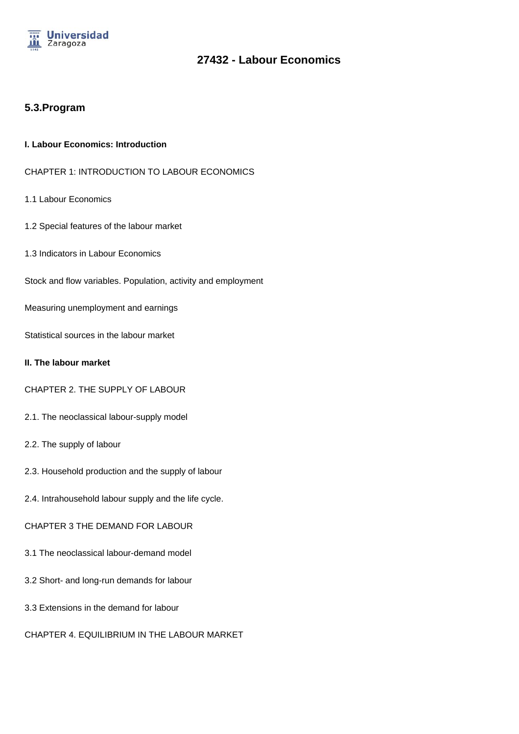# 27432 - Labour Economics

## 5.3.Program

**I. Labour Economics: Introduction**

CHAPTER 1: INTRODUCTION TO LABOUR ECONOMICS

1.1 Labour Economics

1.2 Special features of the labour market

1.3 Indicators in Labour Economics

Stock and flow variables. Population, activity and employment

Measuring unemployment and earnings

Statistical sources in the labour market

**II. The labour market**

CHAPTER 2. THE SUPPLY OF LABOUR

2.1. The neoclassical labour-supply model

2.2. The supply of labour

2.3. Household production and the supply of labour

2.4. Intrahousehold labour supply and the life cycle.

CHAPTER 3 THE DEMAND FOR LABOUR

3.1 The neoclassical labour-demand model

3.2 Short- and long-run demands for labour

3.3 Extensions in the demand for labour

CHAPTER 4. EQUILIBRIUM IN THE LABOUR MARKET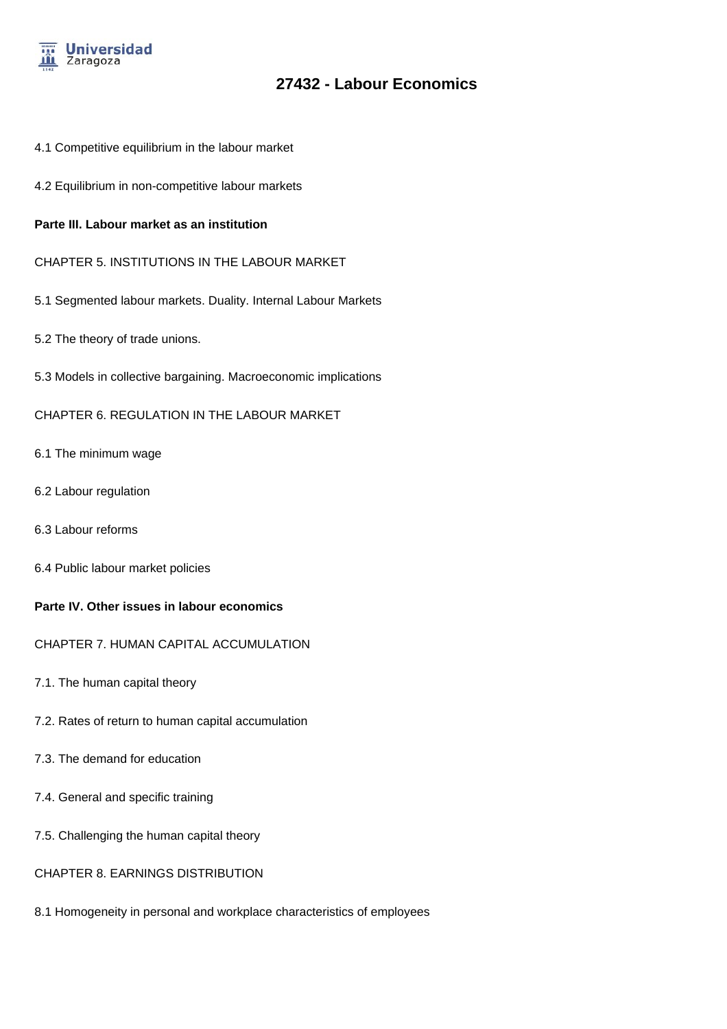4.1 Competitive equilibrium in the labour market

4.2 Equilibrium in non-competitive labour markets

**Parte III. Labour market as an institution**

CHAPTER 5. INSTITUTIONS IN THE LABOUR MARKET

5.1 Segmented labour markets. Duality. Internal Labour Markets

5.2 The theory of trade unions.

5.3 Models in collective bargaining. Macroeconomic implications

CHAPTER 6. REGULATION IN THE LABOUR MARKET

6.1 The minimum wage

6.2 Labour regulation

6.3 Labour reforms

6.4 Public labour market policies

**Parte IV. Other issues in labour economics**

CHAPTER 7. HUMAN CAPITAL ACCUMULATION

7.1. The human capital theory

7.2. Rates of return to human capital accumulation

7.3. The demand for education

7.4. General and specific training

7.5. Challenging the human capital theory

CHAPTER 8. EARNINGS DISTRIBUTION

8.1 Homogeneity in personal and workplace characteristics of employees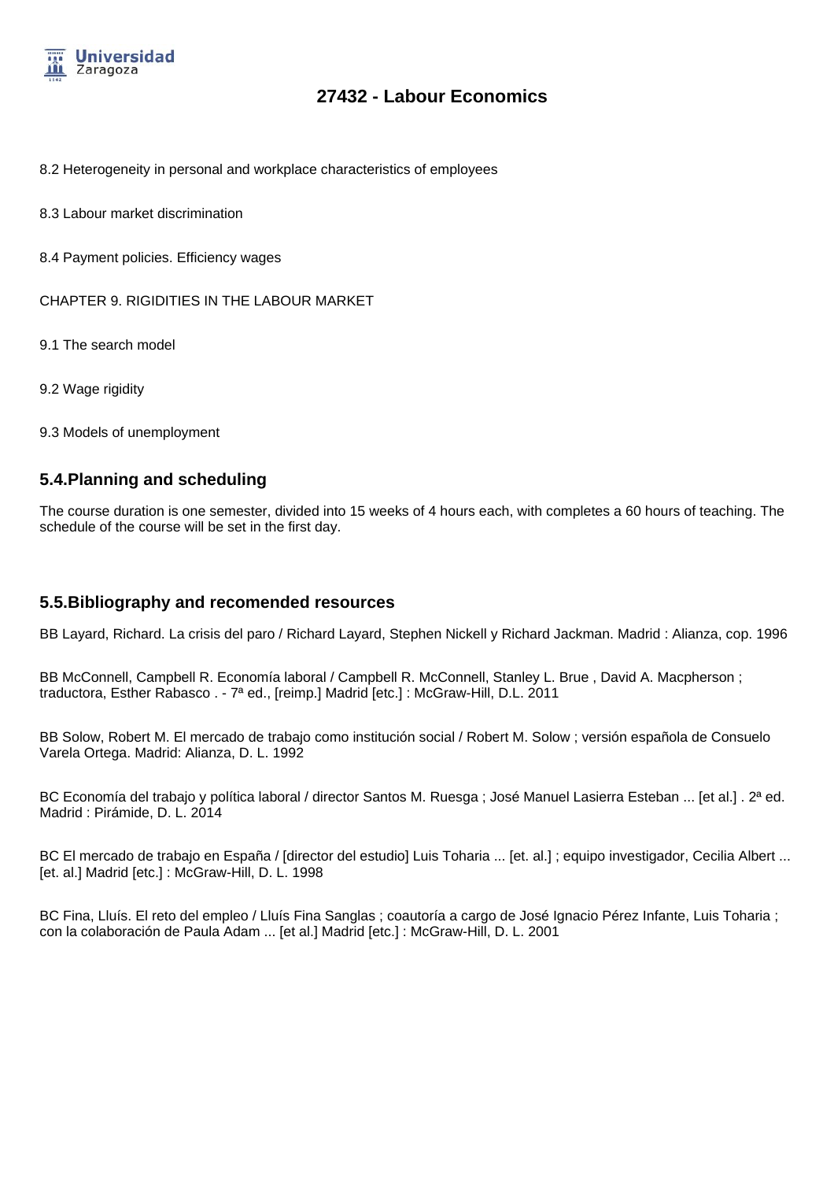8.2 Heterogeneity in personal and workplace characteristics of employees

8.3 Labour market discrimination

8.4 Payment policies. Efficiency wages

CHAPTER 9. RIGIDITIES IN THE LABOUR MARKET

9.1 The search model

9.2 Wage rigidity

9.3 Models of unemployment

## 5.4.Planning and scheduling

The course duration is one semester, divided into 15 weeks of 4 hours each, with completes a 60 hours of teaching. The schedule of the course will be set in the first day.

## 5.5.Bibliography and recomended resources

BB Layard, Richard. La crisis del paro / Richard Layard, Stephen Nickell y Richard Jackman. Madrid : Alianza, cop. 1996

BB McConnell, Campbell R. Economía laboral / Campbell R. McConnell, Stanley L. Brue , David A. Macpherson ; traductora, Esther Rabasco . - 7ª ed., [reimp.] Madrid [etc.] : McGraw-Hill, D.L. 2011

BB Solow, Robert M. El mercado de trabajo como institución social / Robert M. Solow ; versión española de Consuelo Varela Ortega. Madrid: Alianza, D. L. 1992

BC Economía del trabajo y política laboral / director Santos M. Ruesga ; José Manuel Lasierra Esteban ... [et al.] . 2ª ed. Madrid : Pirámide, D. L. 2014

BC El mercado de trabajo en España / [director del estudio] Luis Toharia ... [et. al.] ; equipo investigador, Cecilia Albert ... [et. al.] Madrid [etc.] : McGraw-Hill, D. L. 1998

BC Fina, Lluís. El reto del empleo / Lluís Fina Sanglas ; coautoría a cargo de José Ignacio Pérez Infante, Luis Toharia ; con la colaboración de Paula Adam ... [et al.] Madrid [etc.] : McGraw-Hill, D. L. 2001